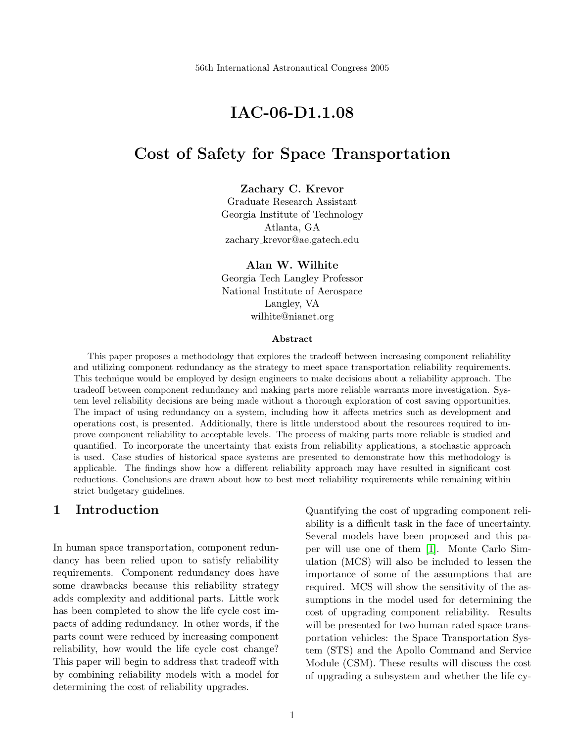56th International Astronautical Congress 2005

# IAC-06-D1.1.08

# Cost of Safety for Space Transportation

**Zachary C. Krevor**
Graduate Research Assistant
Georgia Institute of Technology
Atlanta, GA
zachary_krevor@ae.gatech.edu

**Alan W. Wilhite**
Georgia Tech Langley Professor
National Institute of Aerospace
Langley, VA
wilhite@nianet.org

### Abstract

This paper proposes a methodology that explores the tradeoff between increasing component reliability and utilizing component redundancy as the strategy to meet space transportation reliability requirements. This technique would be employed by design engineers to make decisions about a reliability approach. The tradeoff between component redundancy and making parts more reliable warrants more investigation. System level reliability decisions are being made without a thorough exploration of cost saving opportunities. The impact of using redundancy on a system, including how it affects metrics such as development and operations cost, is presented. Additionally, there is little understood about the resources required to improve component reliability to acceptable levels. The process of making parts more reliable is studied and quantified. To incorporate the uncertainty that exists from reliability applications, a stochastic approach is used. Case studies of historical space systems are presented to demonstrate how this methodology is applicable. The findings show how a different reliability approach may have resulted in significant cost reductions. Conclusions are drawn about how to best meet reliability requirements while remaining within strict budgetary guidelines.

## 1 Introduction

In human space transportation, component redundancy has been relied upon to satisfy reliability requirements. Component redundancy does have some drawbacks because this reliability strategy adds complexity and additional parts. Little work has been completed to show the life cycle cost impacts of adding redundancy. In other words, if the parts count were reduced by increasing component reliability, how would the life cycle cost change? This paper will begin to address that tradeoff with by combining reliability models with a model for determining the cost of reliability upgrades.

Quantifying the cost of upgrading component reliability is a difficult task in the face of uncertainty. Several models have been proposed and this paper will use one of them [1]. Monte Carlo Simulation (MCS) will also be included to lessen the importance of some of the assumptions that are required. MCS will show the sensitivity of the assumptions in the model used for determining the cost of upgrading component reliability. Results will be presented for two human rated space transportation vehicles: the Space Transportation System (STS) and the Apollo Command and Service Module (CSM). These results will discuss the cost of upgrading a subsystem and whether the life cy-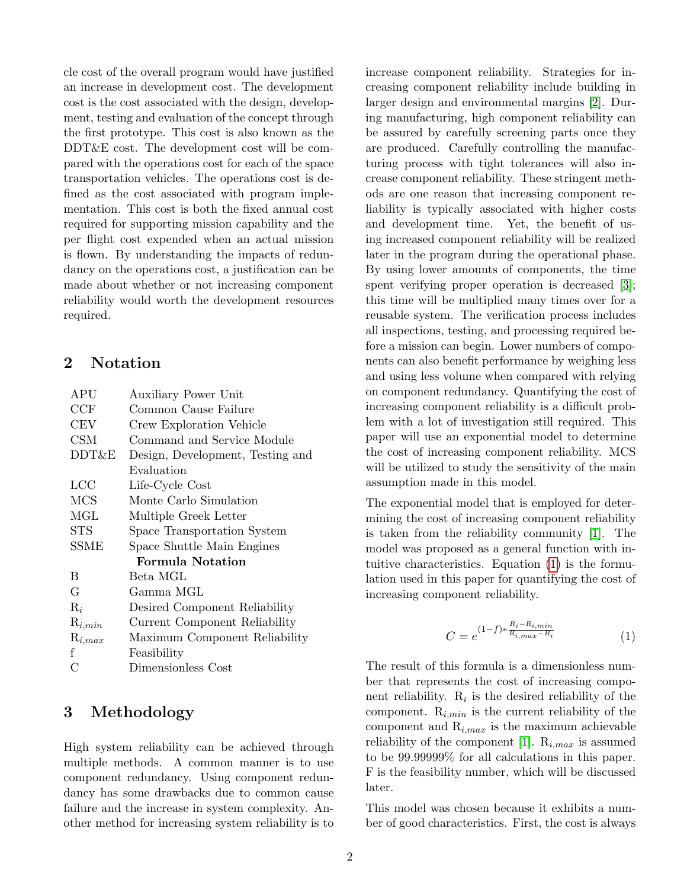cle cost of the overall program would have justified an increase in development cost. The development cost is the cost associated with the design, development, testing and evaluation of the concept through the first prototype. This cost is also known as the DDT&E cost. The development cost will be compared with the operations cost for each of the space transportation vehicles. The operations cost is defined as the cost associated with program implementation. This cost is both the fixed annual cost required for supporting mission capability and the per flight cost expended when an actual mission is flown. By understanding the impacts of redundancy on the operations cost, a justification can be made about whether or not increasing component reliability would worth the development resources required.

## 2 Notation

| | |
|---|---|
| APU | Auxiliary Power Unit |
| CCF | Common Cause Failure |
| CEV | Crew Exploration Vehicle |
| CSM | Command and Service Module |
| DDT&E | Design, Development, Testing and Evaluation |
| LCC | Life-Cycle Cost |
| MCS | Monte Carlo Simulation |
| MGL | Multiple Greek Letter |
| STS | Space Transportation System |
| SSME | Space Shuttle Main Engines |
| | **Formula Notation** |
| B | Beta MGL |
| G | Gamma MGL |
| $R_i$ | Desired Component Reliability |
| $R_{i,min}$ | Current Component Reliability |
| $R_{i,max}$ | Maximum Component Reliability |
| f | Feasibility |
| C | Dimensionless Cost |

## 3 Methodology

High system reliability can be achieved through multiple methods. A common manner is to use component redundancy. Using component redundancy has some drawbacks due to common cause failure and the increase in system complexity. Another method for increasing system reliability is to increase component reliability. Strategies for increasing component reliability include building in larger design and environmental margins [2]. During manufacturing, high component reliability can be assured by carefully screening parts once they are produced. Carefully controlling the manufacturing process with tight tolerances will also increase component reliability. These stringent methods are one reason that increasing component reliability is typically associated with higher costs and development time. Yet, the benefit of using increased component reliability will be realized later in the program during the operational phase. By using lower amounts of components, the time spent verifying proper operation is decreased [3]; this time will be multiplied many times over for a reusable system. The verification process includes all inspections, testing, and processing required before a mission can begin. Lower numbers of components can also benefit performance by weighing less and using less volume when compared with relying on component redundancy. Quantifying the cost of increasing component reliability is a difficult problem with a lot of investigation still required. This paper will use an exponential model to determine the cost of increasing component reliability. MCS will be utilized to study the sensitivity of the main assumption made in this model.

The exponential model that is employed for determining the cost of increasing component reliability is taken from the reliability community [1]. The model was proposed as a general function with intuitive characteristics. Equation (1) is the formulation used in this paper for quantifying the cost of increasing component reliability.

$$C = e^{(1-f)*\frac{R_i - R_{i,min}}{R_{i,max} - R_i}} \tag{1}$$

The result of this formula is a dimensionless number that represents the cost of increasing component reliability. $R_i$ is the desired reliability of the component. $R_{i,min}$ is the current reliability of the component and $R_{i,max}$ is the maximum achievable reliability of the component [1]. $R_{i,max}$ is assumed to be 99.99999% for all calculations in this paper. F is the feasibility number, which will be discussed later.

This model was chosen because it exhibits a number of good characteristics. First, the cost is always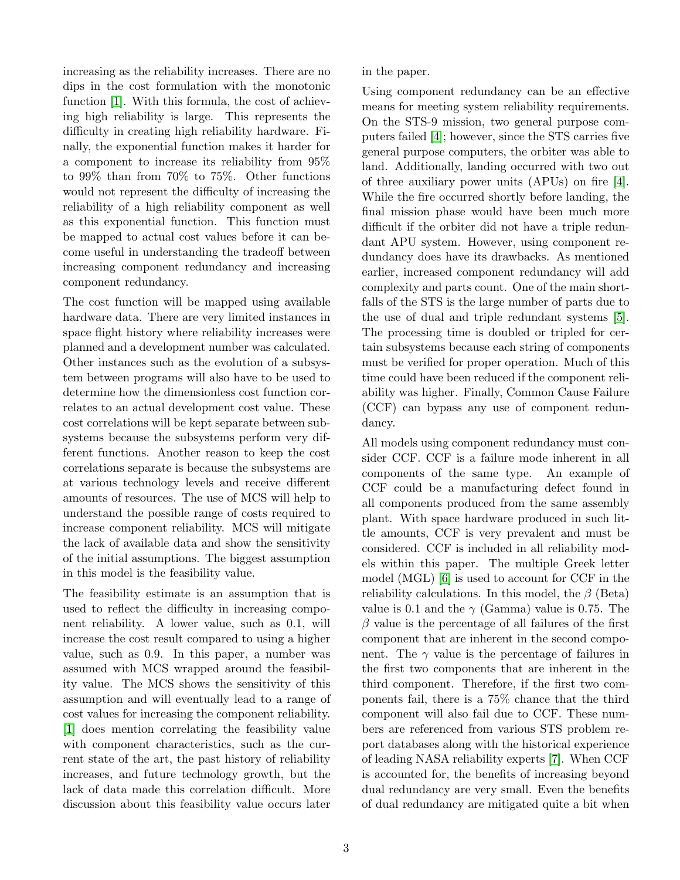increasing as the reliability increases. There are no dips in the cost formulation with the monotonic function [1]. With this formula, the cost of achieving high reliability is large. This represents the difficulty in creating high reliability hardware. Finally, the exponential function makes it harder for a component to increase its reliability from 95% to 99% than from 70% to 75%. Other functions would not represent the difficulty of increasing the reliability of a high reliability component as well as this exponential function. This function must be mapped to actual cost values before it can become useful in understanding the tradeoff between increasing component redundancy and increasing component redundancy.

The cost function will be mapped using available hardware data. There are very limited instances in space flight history where reliability increases were planned and a development number was calculated. Other instances such as the evolution of a subsystem between programs will also have to be used to determine how the dimensionless cost function correlates to an actual development cost value. These cost correlations will be kept separate between subsystems because the subsystems perform very different functions. Another reason to keep the cost correlations separate is because the subsystems are at various technology levels and receive different amounts of resources. The use of MCS will help to understand the possible range of costs required to increase component reliability. MCS will mitigate the lack of available data and show the sensitivity of the initial assumptions. The biggest assumption in this model is the feasibility value.

The feasibility estimate is an assumption that is used to reflect the difficulty in increasing component reliability. A lower value, such as 0.1, will increase the cost result compared to using a higher value, such as 0.9. In this paper, a number was assumed with MCS wrapped around the feasibility value. The MCS shows the sensitivity of this assumption and will eventually lead to a range of cost values for increasing the component reliability. [1] does mention correlating the feasibility value with component characteristics, such as the current state of the art, the past history of reliability increases, and future technology growth, but the lack of data made this correlation difficult. More discussion about this feasibility value occurs later in the paper.

Using component redundancy can be an effective means for meeting system reliability requirements. On the STS-9 mission, two general purpose computers failed [4]; however, since the STS carries five general purpose computers, the orbiter was able to land. Additionally, landing occurred with two out of three auxiliary power units (APUs) on fire [4]. While the fire occurred shortly before landing, the final mission phase would have been much more difficult if the orbiter did not have a triple redundant APU system. However, using component redundancy does have its drawbacks. As mentioned earlier, increased component redundancy will add complexity and parts count. One of the main shortfalls of the STS is the large number of parts due to the use of dual and triple redundant systems [5]. The processing time is doubled or tripled for certain subsystems because each string of components must be verified for proper operation. Much of this time could have been reduced if the component reliability was higher. Finally, Common Cause Failure (CCF) can bypass any use of component redundancy.

All models using component redundancy must consider CCF. CCF is a failure mode inherent in all components of the same type. An example of CCF could be a manufacturing defect found in all components produced from the same assembly plant. With space hardware produced in such little amounts, CCF is very prevalent and must be considered. CCF is included in all reliability models within this paper. The multiple Greek letter model (MGL) [6] is used to account for CCF in the reliability calculations. In this model, the $\beta$ (Beta) value is 0.1 and the $\gamma$ (Gamma) value is 0.75. The $\beta$ value is the percentage of all failures of the first component that are inherent in the second component. The $\gamma$ value is the percentage of failures in the first two components that are inherent in the third component. Therefore, if the first two components fail, there is a 75% chance that the third component will also fail due to CCF. These numbers are referenced from various STS problem report databases along with the historical experience of leading NASA reliability experts [7]. When CCF is accounted for, the benefits of increasing beyond dual redundancy are very small. Even the benefits of dual redundancy are mitigated quite a bit when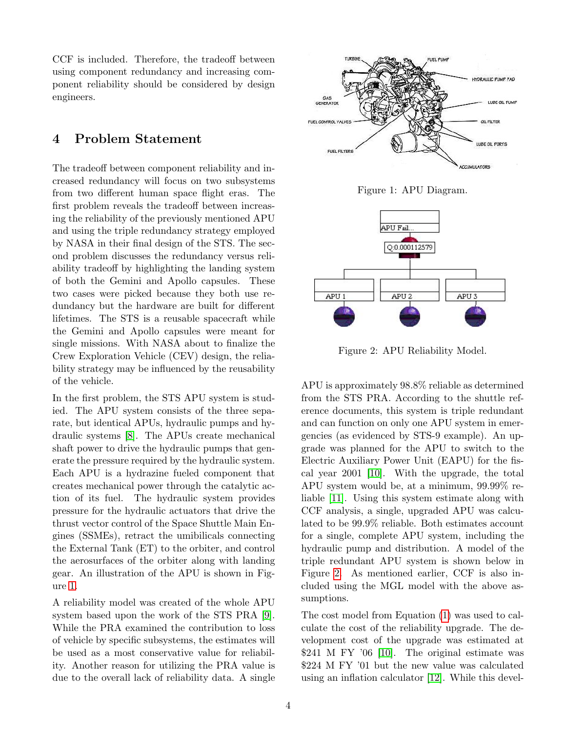CCF is included. Therefore, the tradeoff between using component redundancy and increasing component reliability should be considered by design engineers.

## 4 Problem Statement

The tradeoff between component reliability and increased redundancy will focus on two subsystems from two different human space flight eras. The first problem reveals the tradeoff between increasing the reliability of the previously mentioned APU and using the triple redundancy strategy employed by NASA in their final design of the STS. The second problem discusses the redundancy versus reliability tradeoff by highlighting the landing system of both the Gemini and Apollo capsules. These two cases were picked because they both use redundancy but the hardware are built for different lifetimes. The STS is a reusable spacecraft while the Gemini and Apollo capsules were meant for single missions. With NASA about to finalize the Crew Exploration Vehicle (CEV) design, the reliability strategy may be influenced by the reusability of the vehicle.

In the first problem, the STS APU system is studied. The APU system consists of the three separate, but identical APUs, hydraulic pumps and hydraulic systems [8]. The APUs create mechanical shaft power to drive the hydraulic pumps that generate the pressure required by the hydraulic system. Each APU is a hydrazine fueled component that creates mechanical power through the catalytic action of its fuel. The hydraulic system provides pressure for the hydraulic actuators that drive the thrust vector control of the Space Shuttle Main Engines (SSMEs), retract the umbilicals connecting the External Tank (ET) to the orbiter, and control the aerosurfaces of the orbiter along with landing gear. An illustration of the APU is shown in Figure 1.

Figure 1: APU Diagram.

Figure 2: APU Reliability Model.

A reliability model was created of the whole APU system based upon the work of the STS PRA [9]. While the PRA examined the contribution to loss of vehicle by specific subsystems, the estimates will be used as a most conservative value for reliability. Another reason for utilizing the PRA value is due to the overall lack of reliability data. A single APU is approximately 98.8% reliable as determined from the STS PRA. According to the shuttle reference documents, this system is triple redundant and can function on only one APU system in emergencies (as evidenced by STS-9 example). An upgrade was planned for the APU to switch to the Electric Auxiliary Power Unit (EAPU) for the fiscal year 2001 [10]. With the upgrade, the total APU system would be, at a minimum, 99.99% reliable [11]. Using this system estimate along with CCF analysis, a single, upgraded APU was calculated to be 99.9% reliable. Both estimates account for a single, complete APU system, including the hydraulic pump and distribution. A model of the triple redundant APU system is shown below in Figure 2. As mentioned earlier, CCF is also included using the MGL model with the above assumptions.

The cost model from Equation (1) was used to calculate the cost of the reliability upgrade. The development cost of the upgrade was estimated at $241 M FY '06 [10]. The original estimate was $224 M FY '01 but the new value was calculated using an inflation calculator [12]. While this devel-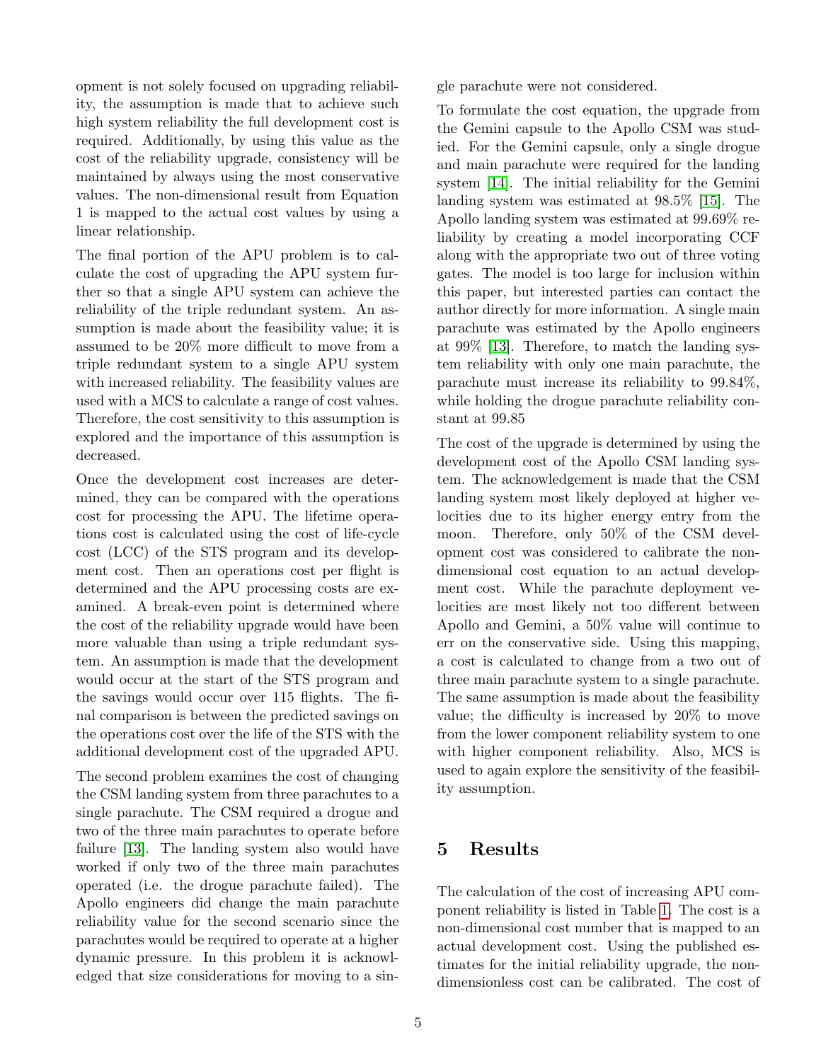opment is not solely focused on upgrading reliability, the assumption is made that to achieve such high system reliability the full development cost is required. Additionally, by using this value as the cost of the reliability upgrade, consistency will be maintained by always using the most conservative values. The non-dimensional result from Equation 1 is mapped to the actual cost values by using a linear relationship.

The final portion of the APU problem is to calculate the cost of upgrading the APU system further so that a single APU system can achieve the reliability of the triple redundant system. An assumption is made about the feasibility value; it is assumed to be 20% more difficult to move from a triple redundant system to a single APU system with increased reliability. The feasibility values are used with a MCS to calculate a range of cost values. Therefore, the cost sensitivity to this assumption is explored and the importance of this assumption is decreased.

Once the development cost increases are determined, they can be compared with the operations cost for processing the APU. The lifetime operations cost is calculated using the cost of life-cycle cost (LCC) of the STS program and its development cost. Then an operations cost per flight is determined and the APU processing costs are examined. A break-even point is determined where the cost of the reliability upgrade would have been more valuable than using a triple redundant system. An assumption is made that the development would occur at the start of the STS program and the savings would occur over 115 flights. The final comparison is between the predicted savings on the operations cost over the life of the STS with the additional development cost of the upgraded APU.

The second problem examines the cost of changing the CSM landing system from three parachutes to a single parachute. The CSM required a drogue and two of the three main parachutes to operate before failure [13]. The landing system also would have worked if only two of the three main parachutes operated (i.e. the drogue parachute failed). The Apollo engineers did change the main parachute reliability value for the second scenario since the parachutes would be required to operate at a higher dynamic pressure. In this problem it is acknowledged that size considerations for moving to a single parachute were not considered.

To formulate the cost equation, the upgrade from the Gemini capsule to the Apollo CSM was studied. For the Gemini capsule, only a single drogue and main parachute were required for the landing system [14]. The initial reliability for the Gemini landing system was estimated at 98.5% [15]. The Apollo landing system was estimated at 99.69% reliability by creating a model incorporating CCF along with the appropriate two out of three voting gates. The model is too large for inclusion within this paper, but interested parties can contact the author directly for more information. A single main parachute was estimated by the Apollo engineers at 99% [13]. Therefore, to match the landing system reliability with only one main parachute, the parachute must increase its reliability to 99.84%, while holding the drogue parachute reliability constant at 99.85

The cost of the upgrade is determined by using the development cost of the Apollo CSM landing system. The acknowledgement is made that the CSM landing system most likely deployed at higher velocities due to its higher energy entry from the moon. Therefore, only 50% of the CSM development cost was considered to calibrate the non-dimensional cost equation to an actual development cost. While the parachute deployment velocities are most likely not too different between Apollo and Gemini, a 50% value will continue to err on the conservative side. Using this mapping, a cost is calculated to change from a two out of three main parachute system to a single parachute. The same assumption is made about the feasibility value; the difficulty is increased by 20% to move from the lower component reliability system to one with higher component reliability. Also, MCS is used to again explore the sensitivity of the feasibility assumption.

# 5 Results

The calculation of the cost of increasing APU component reliability is listed in Table 1. The cost is a non-dimensional cost number that is mapped to an actual development cost. Using the published estimates for the initial reliability upgrade, the non-dimensionless cost can be calibrated. The cost of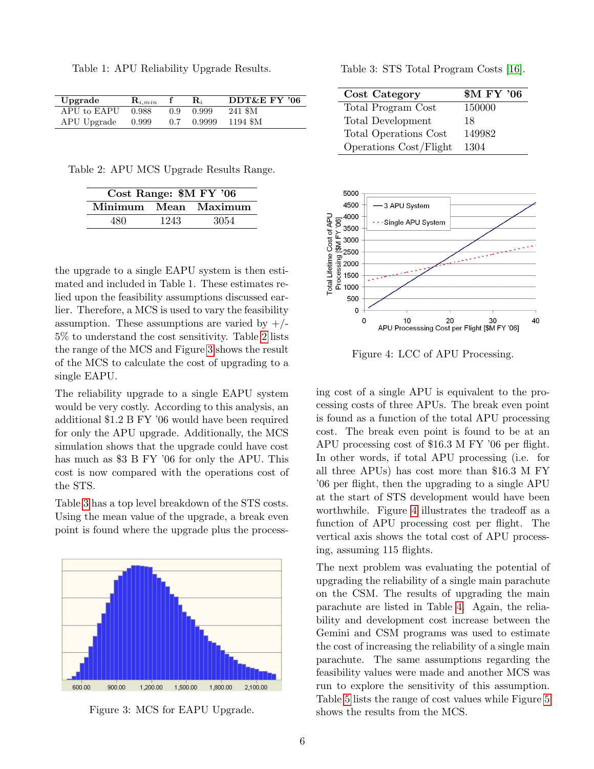Table 1: APU Reliability Upgrade Results.

| Upgrade | $R_{i,min}$ | f | $R_i$ | DDT&E FY '06 |
|---|---|---|---|---|
| APU to EAPU | 0.988 | 0.9 | 0.999 | 241 $M |
| APU Upgrade | 0.999 | 0.7 | 0.9999 | 1194 $M |

Table 2: APU MCS Upgrade Results Range.

| Cost Range: $M FY '06 | | |
|---|---|---|
| Minimum | Mean | Maximum |
| 480 | 1243 | 3054 |

the upgrade to a single EAPU system is then estimated and included in Table 1. These estimates relied upon the feasibility assumptions discussed earlier. Therefore, a MCS is used to vary the feasibility assumption. These assumptions are varied by +/- 5% to understand the cost sensitivity. Table 2 lists the range of the MCS and Figure 3 shows the result of the MCS to calculate the cost of upgrading to a single EAPU.

The reliability upgrade to a single EAPU system would be very costly. According to this analysis, an additional $1.2 B FY '06 would have been required for only the APU upgrade. Additionally, the MCS simulation shows that the upgrade could have cost has much as $3 B FY '06 for only the APU. This cost is now compared with the operations cost of the STS.

Table 3 has a top level breakdown of the STS costs. Using the mean value of the upgrade, a break even point is found where the upgrade plus the processing cost of a single APU is equivalent to the processing costs of three APUs. The break even point is found as a function of the total APU processing cost. The break even point is found to be at an APU processing cost of $16.3 M FY '06 per flight. In other words, if total APU processing (i.e. for all three APUs) has cost more than $16.3 M FY '06 per flight, then the upgrading to a single APU at the start of STS development would have been worthwhile. Figure 4 illustrates the tradeoff as a function of APU processing cost per flight. The vertical axis shows the total cost of APU processing, assuming 115 flights.

Figure 3: MCS for EAPU Upgrade.

Table 3: STS Total Program Costs [16].

| Cost Category | $M FY '06 |
|---|---|
| Total Program Cost | 150000 |
| Total Development | 18 |
| Total Operations Cost | 149982 |
| Operations Cost/Flight | 1304 |

Figure 4: LCC of APU Processing.

The next problem was evaluating the potential of upgrading the reliability of a single main parachute on the CSM. The results of upgrading the main parachute are listed in Table 4. Again, the reliability and development cost increase between the Gemini and CSM programs was used to estimate the cost of increasing the reliability of a single main parachute. The same assumptions regarding the feasibility values were made and another MCS was run to explore the sensitivity of this assumption. Table 5 lists the range of cost values while Figure 5 shows the results from the MCS.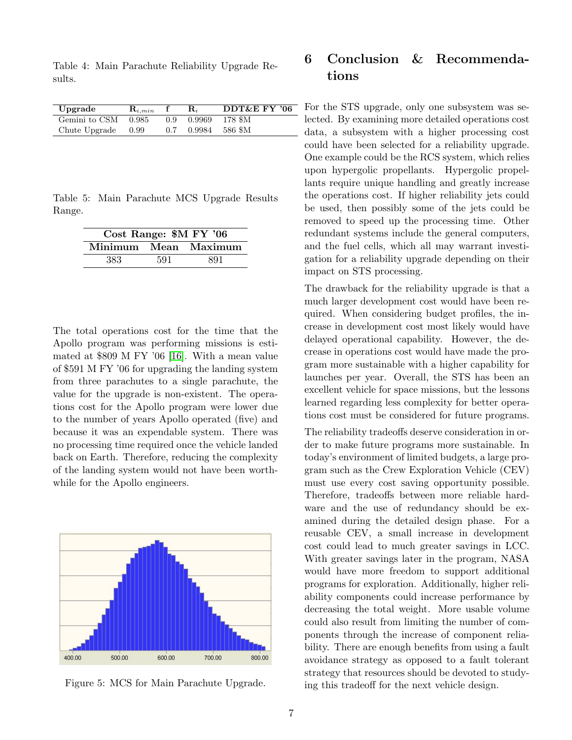Table 4: Main Parachute Reliability Upgrade Results.

| Upgrade | $R_{i,min}$ | f | $R_i$ | DDT&E FY '06 |
|---|---|---|---|---|
| Gemini to CSM | 0.985 | 0.9 | 0.9969 | 178 $M |
| Chute Upgrade | 0.99 | 0.7 | 0.9984 | 586 $M |

Table 5: Main Parachute MCS Upgrade Results Range.

| Cost Range: $M FY '06 | | |
|---|---|---|
| Minimum | Mean | Maximum |
| 383 | 591 | 891 |

The total operations cost for the time that the Apollo program was performing missions is estimated at $809 M FY '06 [16]. With a mean value of $591 M FY '06 for upgrading the landing system from three parachutes to a single parachute, the value for the upgrade is non-existent. The operations cost for the Apollo program were lower due to the number of years Apollo operated (five) and because it was an expendable system. There was no processing time required once the vehicle landed back on Earth. Therefore, reducing the complexity of the landing system would not have been worthwhile for the Apollo engineers.

Figure 5: MCS for Main Parachute Upgrade.

# 6 Conclusion & Recommendations

For the STS upgrade, only one subsystem was selected. By examining more detailed operations cost data, a subsystem with a higher processing cost could have been selected for a reliability upgrade. One example could be the RCS system, which relies upon hypergolic propellants. Hypergolic propellants require unique handling and greatly increase the operations cost. If higher reliability jets could be used, then possibly some of the jets could be removed to speed up the processing time. Other redundant systems include the general computers, and the fuel cells, which all may warrant investigation for a reliability upgrade depending on their impact on STS processing.

The drawback for the reliability upgrade is that a much larger development cost would have been required. When considering budget profiles, the increase in development cost most likely would have delayed operational capability. However, the decrease in operations cost would have made the program more sustainable with a higher capability for launches per year. Overall, the STS has been an excellent vehicle for space missions, but the lessons learned regarding less complexity for better operations cost must be considered for future programs.

The reliability tradeoffs deserve consideration in order to make future programs more sustainable. In today's environment of limited budgets, a large program such as the Crew Exploration Vehicle (CEV) must use every cost saving opportunity possible. Therefore, tradeoffs between more reliable hardware and the use of redundancy should be examined during the detailed design phase. For a reusable CEV, a small increase in development cost could lead to much greater savings in LCC. With greater savings later in the program, NASA would have more freedom to support additional programs for exploration. Additionally, higher reliability components could increase performance by decreasing the total weight. More usable volume could also result from limiting the number of components through the increase of component reliability. There are enough benefits from using a fault avoidance strategy as opposed to a fault tolerant strategy that resources should be devoted to studying this tradeoff for the next vehicle design.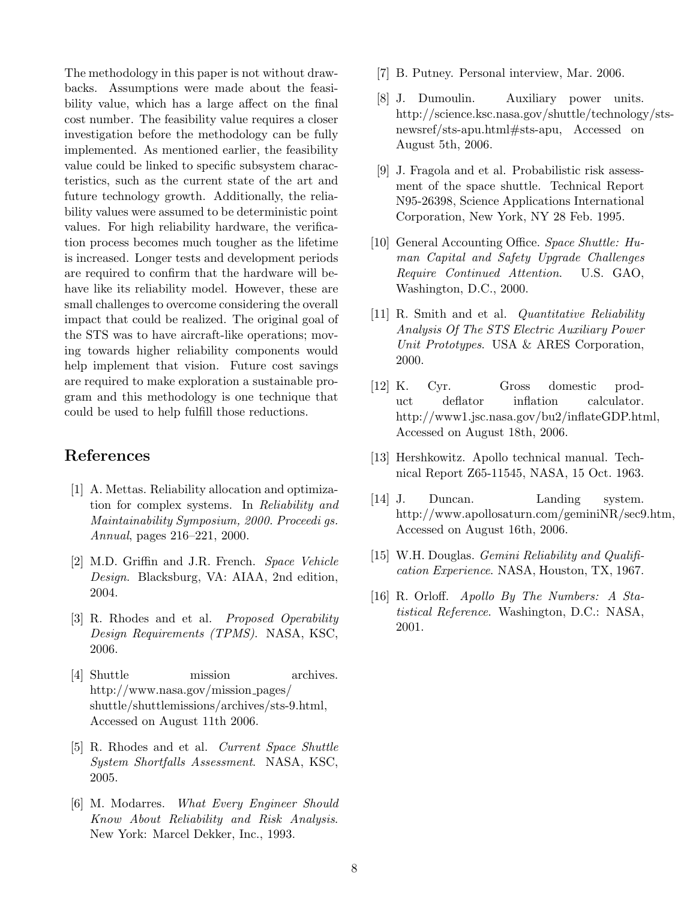The methodology in this paper is not without drawbacks. Assumptions were made about the feasibility value, which has a large affect on the final cost number. The feasibility value requires a closer investigation before the methodology can be fully implemented. As mentioned earlier, the feasibility value could be linked to specific subsystem characteristics, such as the current state of the art and future technology growth. Additionally, the reliability values were assumed to be deterministic point values. For high reliability hardware, the verification process becomes much tougher as the lifetime is increased. Longer tests and development periods are required to confirm that the hardware will behave like its reliability model. However, these are small challenges to overcome considering the overall impact that could be realized. The original goal of the STS was to have aircraft-like operations; moving towards higher reliability components would help implement that vision. Future cost savings are required to make exploration a sustainable program and this methodology is one technique that could be used to help fulfill those reductions.

## References

[1] A. Mettas. Reliability allocation and optimization for complex systems. In *Reliability and Maintainability Symposium, 2000. Proceedi gs. Annual*, pages 216–221, 2000.

[2] M.D. Griffin and J.R. French. *Space Vehicle Design*. Blacksburg, VA: AIAA, 2nd edition, 2004.

[3] R. Rhodes and et al. *Proposed Operability Design Requirements (TPMS)*. NASA, KSC, 2006.

[4] Shuttle mission archives. http://www.nasa.gov/mission_pages/shuttle/shuttlemissions/archives/sts-9.html, Accessed on August 11th 2006.

[5] R. Rhodes and et al. *Current Space Shuttle System Shortfalls Assessment*. NASA, KSC, 2005.

[6] M. Modarres. *What Every Engineer Should Know About Reliability and Risk Analysis*. New York: Marcel Dekker, Inc., 1993.

[7] B. Putney. Personal interview, Mar. 2006.

[8] J. Dumoulin. Auxiliary power units. http://science.ksc.nasa.gov/shuttle/technology/sts-newsref/sts-apu.html#sts-apu, Accessed on August 5th, 2006.

[9] J. Fragola and et al. Probabilistic risk assessment of the space shuttle. Technical Report N95-26398, Science Applications International Corporation, New York, NY 28 Feb. 1995.

[10] General Accounting Office. *Space Shuttle: Human Capital and Safety Upgrade Challenges Require Continued Attention*. U.S. GAO, Washington, D.C., 2000.

[11] R. Smith and et al. *Quantitative Reliability Analysis Of The STS Electric Auxiliary Power Unit Prototypes*. USA & ARES Corporation, 2000.

[12] K. Cyr. Gross domestic product deflator inflation calculator. http://www1.jsc.nasa.gov/bu2/inflateGDP.html, Accessed on August 18th, 2006.

[13] Hershkowitz. Apollo technical manual. Technical Report Z65-11545, NASA, 15 Oct. 1963.

[14] J. Duncan. Landing system. http://www.apollosaturn.com/geminiNR/sec9.htm, Accessed on August 16th, 2006.

[15] W.H. Douglas. *Gemini Reliability and Qualification Experience*. NASA, Houston, TX, 1967.

[16] R. Orloff. *Apollo By The Numbers: A Statistical Reference*. Washington, D.C.: NASA, 2001.